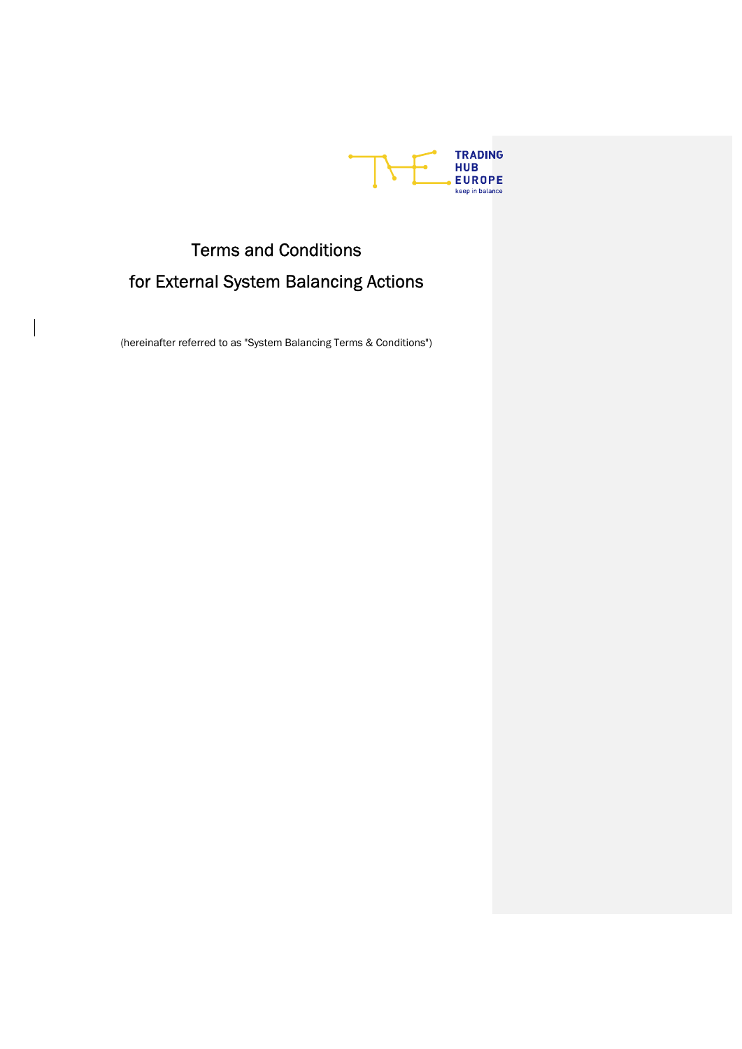TRADING HUB EUROPE
keep in balance

# Terms and Conditions for External System Balancing Actions

(hereinafter referred to as "System Balancing Terms & Conditions")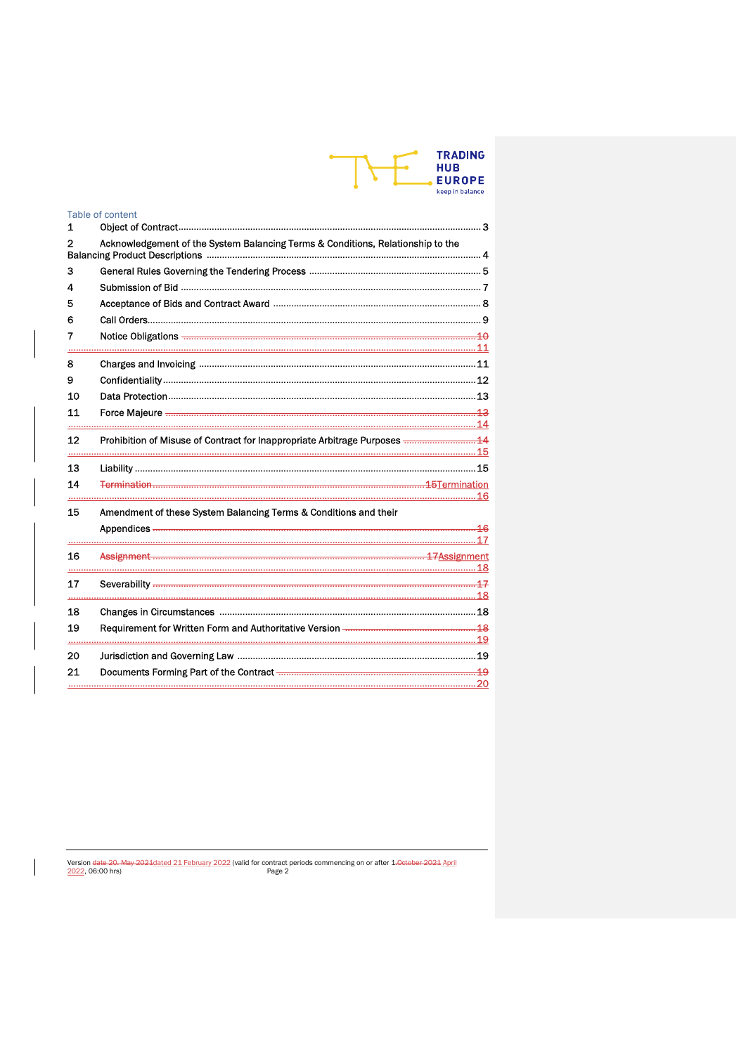Table of content

1 Object of Contract ........................................................................ 3

2 Acknowledgement of the System Balancing Terms & Conditions, Relationship to the Balancing Product Descriptions ........................................................................ 4

3 General Rules Governing the Tendering Process ........................................................................ 5

4 Submission of Bid ........................................................................ 7

5 Acceptance of Bids and Contract Award ........................................................................ 8

6 Call Orders ........................................................................ 9

7 Notice Obligations ........................................................................ ~~10~~ 11

8 Charges and Invoicing ........................................................................ 11

9 Confidentiality ........................................................................ 12

10 Data Protection ........................................................................ 13

11 Force Majeure ........................................................................ ~~13~~ 14

12 Prohibition of Misuse of Contract for Inappropriate Arbitrage Purposes ........................................................................ ~~14~~ 15

13 Liability ........................................................................ 15

14 ~~Termination~~ ........................................................................ ~~15~~ Termination ........................................................................ 16

15 Amendment of these System Balancing Terms & Conditions and their Appendices ........................................................................ ~~16~~ 17

16 ~~Assignment~~ ........................................................................ ~~17~~ Assignment ........................................................................ 18

17 Severability ........................................................................ ~~17~~ 18

18 Changes in Circumstances ........................................................................ 18

19 Requirement for Written Form and Authoritative Version ........................................................................ ~~18~~ 19

20 Jurisdiction and Governing Law ........................................................................ 19

21 Documents Forming Part of the Contract ........................................................................ ~~19~~ 20

Version ~~date 20. May 2021~~dated 21 February 2022 (valid for contract periods commencing on or after 1 ~~October 2021~~ April 2022, 06:00 hrs)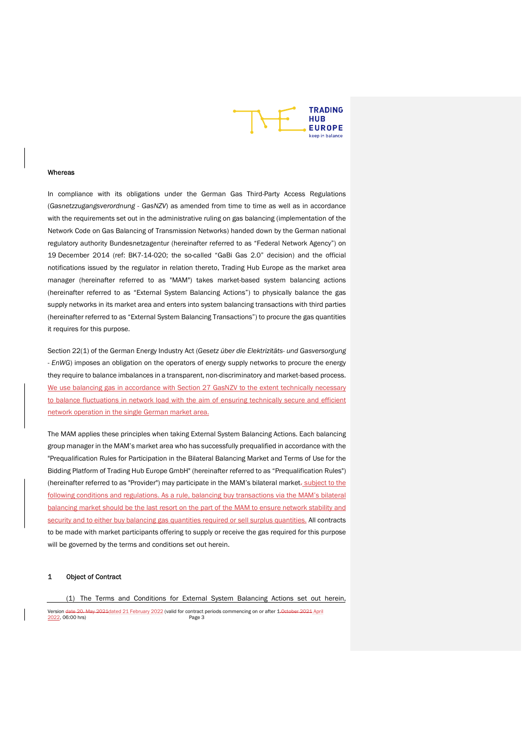**Whereas**

In compliance with its obligations under the German Gas Third-Party Access Regulations (*Gasnetzzugangsverordnung - GasNZV*) as amended from time to time as well as in accordance with the requirements set out in the administrative ruling on gas balancing (implementation of the Network Code on Gas Balancing of Transmission Networks) handed down by the German national regulatory authority Bundesnetzagentur (hereinafter referred to as “Federal Network Agency”) on 19 December 2014 (ref: BK7-14-020; the so-called “GaBi Gas 2.0” decision) and the official notifications issued by the regulator in relation thereto, Trading Hub Europe as the market area manager (hereinafter referred to as "MAM") takes market-based system balancing actions (hereinafter referred to as “External System Balancing Actions”) to physically balance the gas supply networks in its market area and enters into system balancing transactions with third parties (hereinafter referred to as “External System Balancing Transactions”) to procure the gas quantities it requires for this purpose.

Section 22(1) of the German Energy Industry Act (*Gesetz über die Elektrizitäts- und Gasversorgung - EnWG*) imposes an obligation on the operators of energy supply networks to procure the energy they require to balance imbalances in a transparent, non-discriminatory and market-based process. We use balancing gas in accordance with Section 27 GasNZV to the extent technically necessary to balance fluctuations in network load with the aim of ensuring technically secure and efficient network operation in the single German market area.

The MAM applies these principles when taking External System Balancing Actions. Each balancing group manager in the MAM’s market area who has successfully prequalified in accordance with the "Prequalification Rules for Participation in the Bilateral Balancing Market and Terms of Use for the Bidding Platform of Trading Hub Europe GmbH" (hereinafter referred to as “Prequalification Rules") (hereinafter referred to as "Provider") may participate in the MAM’s bilateral market~~.~~, subject to the following conditions and regulations. As a rule, balancing buy transactions via the MAM’s bilateral balancing market should be the last resort on the part of the MAM to ensure network stability and security and to either buy balancing gas quantities required or sell surplus quantities. All contracts to be made with market participants offering to supply or receive the gas required for this purpose will be governed by the terms and conditions set out herein.

## 1 Object of Contract

(1) The Terms and Conditions for External System Balancing Actions set out herein,

Version ~~date 20. May 2021~~dated 21 February 2022 (valid for contract periods commencing on or after 1.~~October 2021~~ April 2022, 06:00 hrs)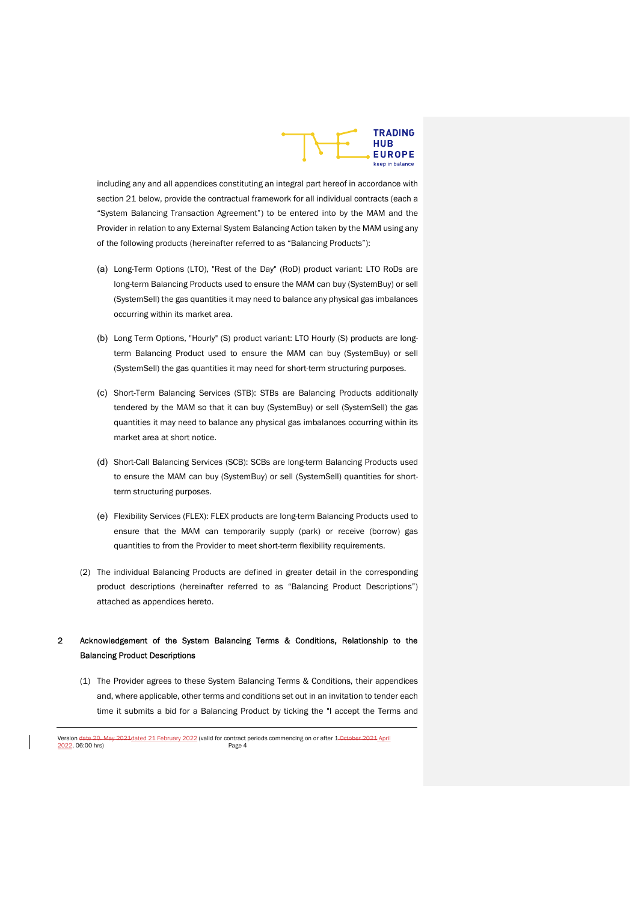including any and all appendices constituting an integral part hereof in accordance with section 21 below, provide the contractual framework for all individual contracts (each a "System Balancing Transaction Agreement") to be entered into by the MAM and the Provider in relation to any External System Balancing Action taken by the MAM using any of the following products (hereinafter referred to as "Balancing Products"):

(a) Long-Term Options (LTO), "Rest of the Day" (RoD) product variant: LTO RoDs are long-term Balancing Products used to ensure the MAM can buy (SystemBuy) or sell (SystemSell) the gas quantities it may need to balance any physical gas imbalances occurring within its market area.

(b) Long Term Options, "Hourly" (S) product variant: LTO Hourly (S) products are long-term Balancing Product used to ensure the MAM can buy (SystemBuy) or sell (SystemSell) the gas quantities it may need for short-term structuring purposes.

(c) Short-Term Balancing Services (STB): STBs are Balancing Products additionally tendered by the MAM so that it can buy (SystemBuy) or sell (SystemSell) the gas quantities it may need to balance any physical gas imbalances occurring within its market area at short notice.

(d) Short-Call Balancing Services (SCB): SCBs are long-term Balancing Products used to ensure the MAM can buy (SystemBuy) or sell (SystemSell) quantities for short-term structuring purposes.

(e) Flexibility Services (FLEX): FLEX products are long-term Balancing Products used to ensure that the MAM can temporarily supply (park) or receive (borrow) gas quantities to from the Provider to meet short-term flexibility requirements.

(2) The individual Balancing Products are defined in greater detail in the corresponding product descriptions (hereinafter referred to as "Balancing Product Descriptions") attached as appendices hereto.

## 2 Acknowledgement of the System Balancing Terms & Conditions, Relationship to the Balancing Product Descriptions

(1) The Provider agrees to these System Balancing Terms & Conditions, their appendices and, where applicable, other terms and conditions set out in an invitation to tender each time it submits a bid for a Balancing Product by ticking the "I accept the Terms and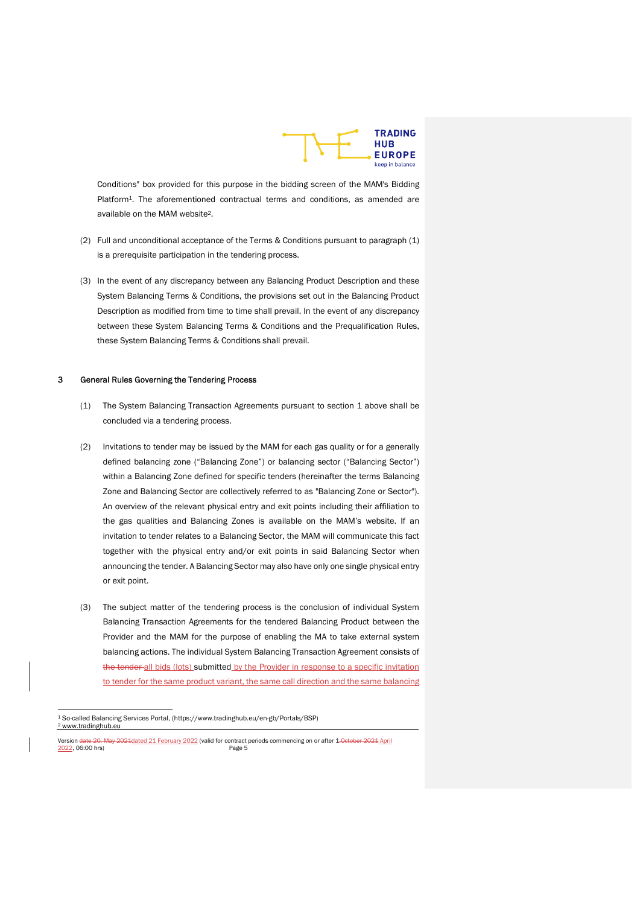Conditions" box provided for this purpose in the bidding screen of the MAM's Bidding Platform[1]. The aforementioned contractual terms and conditions, as amended are available on the MAM website[2].

(2) Full and unconditional acceptance of the Terms & Conditions pursuant to paragraph (1) is a prerequisite participation in the tendering process.

(3) In the event of any discrepancy between any Balancing Product Description and these System Balancing Terms & Conditions, the provisions set out in the Balancing Product Description as modified from time to time shall prevail. In the event of any discrepancy between these System Balancing Terms & Conditions and the Prequalification Rules, these System Balancing Terms & Conditions shall prevail.

## 3 General Rules Governing the Tendering Process

(1) The System Balancing Transaction Agreements pursuant to section 1 above shall be concluded via a tendering process.

(2) Invitations to tender may be issued by the MAM for each gas quality or for a generally defined balancing zone ("Balancing Zone") or balancing sector ("Balancing Sector") within a Balancing Zone defined for specific tenders (hereinafter the terms Balancing Zone and Balancing Sector are collectively referred to as "Balancing Zone or Sector"). An overview of the relevant physical entry and exit points including their affiliation to the gas qualities and Balancing Zones is available on the MAM's website. If an invitation to tender relates to a Balancing Sector, the MAM will communicate this fact together with the physical entry and/or exit points in said Balancing Sector when announcing the tender. A Balancing Sector may also have only one single physical entry or exit point.

(3) The subject matter of the tendering process is the conclusion of individual System Balancing Transaction Agreements for the tendered Balancing Product between the Provider and the MAM for the purpose of enabling the MA to take external system balancing actions. The individual System Balancing Transaction Agreement consists of ~~the tender~~ all bids (lots) submitted by the Provider in response to a specific invitation to tender for the same product variant, the same call direction and the same balancing

[1] So-called Balancing Services Portal, (https://www.tradinghub.eu/en-gb/Portals/BSP)
[2] www.tradinghub.eu

Version ~~date 20. May 2021~~dated 21 February 2022 (valid for contract periods commencing on or after 1 ~~October 2021~~ April 2022, 06:00 hrs)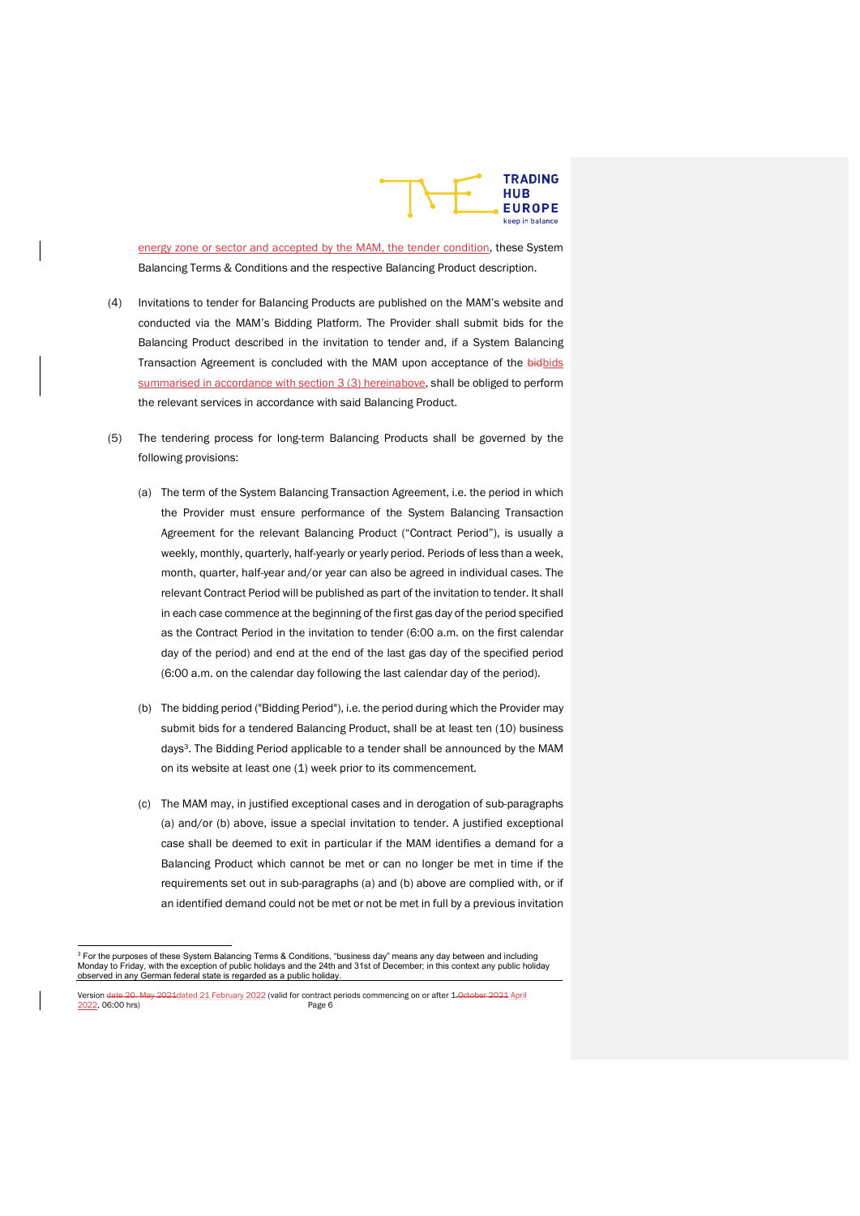energy zone or sector and accepted by the MAM, the tender condition, these System Balancing Terms & Conditions and the respective Balancing Product description.

(4) Invitations to tender for Balancing Products are published on the MAM's website and conducted via the MAM's Bidding Platform. The Provider shall submit bids for the Balancing Product described in the invitation to tender and, if a System Balancing Transaction Agreement is concluded with the MAM upon acceptance of the ~~bid~~bids summarised in accordance with section 3 (3) hereinabove, shall be obliged to perform the relevant services in accordance with said Balancing Product.

(5) The tendering process for long-term Balancing Products shall be governed by the following provisions:

(a) The term of the System Balancing Transaction Agreement, i.e. the period in which the Provider must ensure performance of the System Balancing Transaction Agreement for the relevant Balancing Product ("Contract Period"), is usually a weekly, monthly, quarterly, half-yearly or yearly period. Periods of less than a week, month, quarter, half-year and/or year can also be agreed in individual cases. The relevant Contract Period will be published as part of the invitation to tender. It shall in each case commence at the beginning of the first gas day of the period specified as the Contract Period in the invitation to tender (6:00 a.m. on the first calendar day of the period) and end at the end of the last gas day of the specified period (6:00 a.m. on the calendar day following the last calendar day of the period).

(b) The bidding period ("Bidding Period"), i.e. the period during which the Provider may submit bids for a tendered Balancing Product, shall be at least ten (10) business days[3]. The Bidding Period applicable to a tender shall be announced by the MAM on its website at least one (1) week prior to its commencement.

(c) The MAM may, in justified exceptional cases and in derogation of sub-paragraphs (a) and/or (b) above, issue a special invitation to tender. A justified exceptional case shall be deemed to exit in particular if the MAM identifies a demand for a Balancing Product which cannot be met or can no longer be met in time if the requirements set out in sub-paragraphs (a) and (b) above are complied with, or if an identified demand could not be met or not be met in full by a previous invitation

[3] For the purposes of these System Balancing Terms & Conditions, "business day" means any day between and including Monday to Friday, with the exception of public holidays and the 24th and 31st of December; in this context any public holiday observed in any German federal state is regarded as a public holiday.

Version ~~date 20. May 2021~~dated 21 February 2022 (valid for contract periods commencing on or after 1 ~~October 2021~~ April 2022, 06:00 hrs)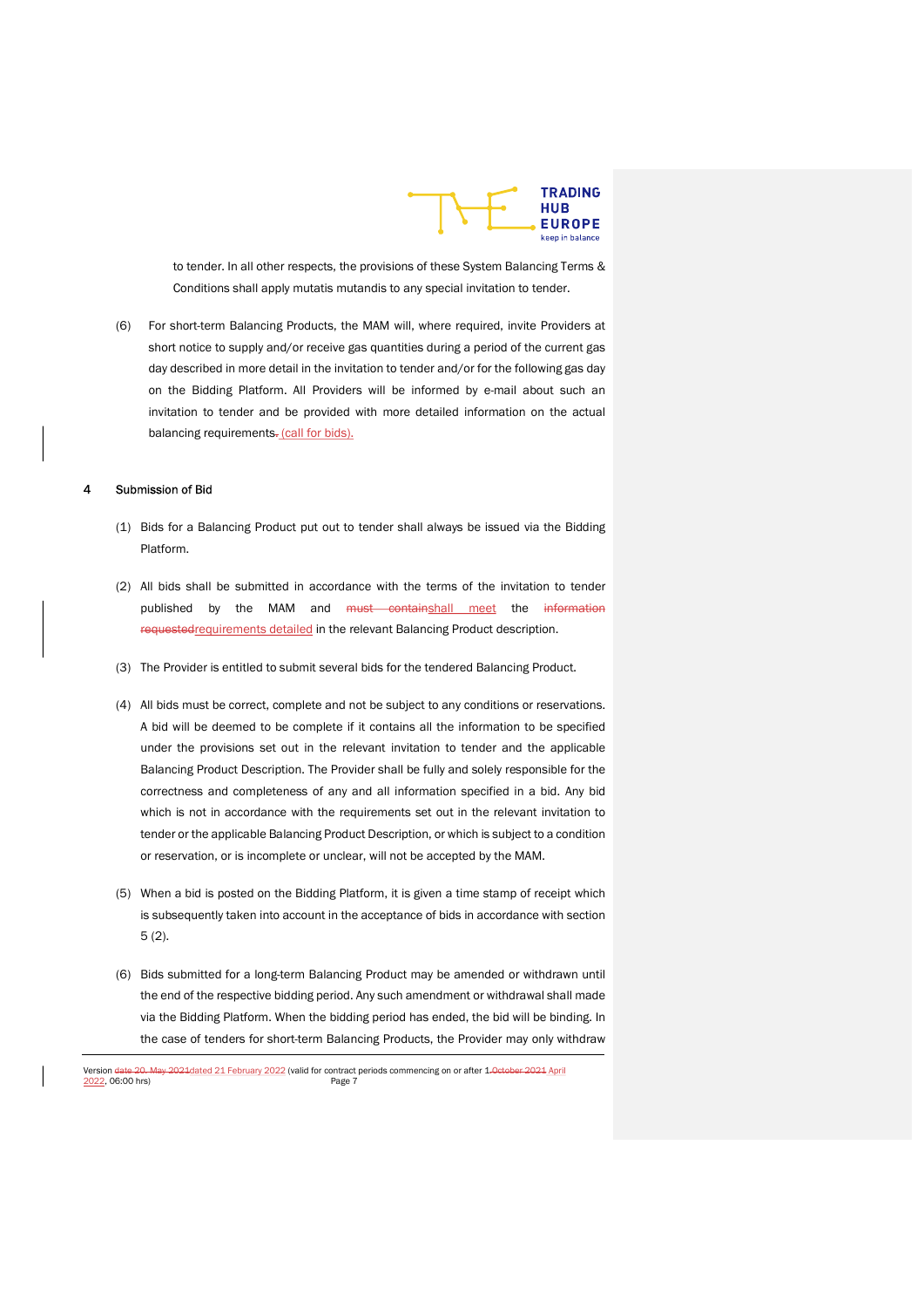to tender. In all other respects, the provisions of these System Balancing Terms & Conditions shall apply mutatis mutandis to any special invitation to tender.

(6) For short-term Balancing Products, the MAM will, where required, invite Providers at short notice to supply and/or receive gas quantities during a period of the current gas day described in more detail in the invitation to tender and/or for the following gas day on the Bidding Platform. All Providers will be informed by e-mail about such an invitation to tender and be provided with more detailed information on the actual balancing requirements. (call for bids).

## 4 Submission of Bid

(1) Bids for a Balancing Product put out to tender shall always be issued via the Bidding Platform.

(2) All bids shall be submitted in accordance with the terms of the invitation to tender published by the MAM and ~~must contain~~shall meet the ~~information requested~~requirements detailed in the relevant Balancing Product description.

(3) The Provider is entitled to submit several bids for the tendered Balancing Product.

(4) All bids must be correct, complete and not be subject to any conditions or reservations. A bid will be deemed to be complete if it contains all the information to be specified under the provisions set out in the relevant invitation to tender and the applicable Balancing Product Description. The Provider shall be fully and solely responsible for the correctness and completeness of any and all information specified in a bid. Any bid which is not in accordance with the requirements set out in the relevant invitation to tender or the applicable Balancing Product Description, or which is subject to a condition or reservation, or is incomplete or unclear, will not be accepted by the MAM.

(5) When a bid is posted on the Bidding Platform, it is given a time stamp of receipt which is subsequently taken into account in the acceptance of bids in accordance with section 5 (2).

(6) Bids submitted for a long-term Balancing Product may be amended or withdrawn until the end of the respective bidding period. Any such amendment or withdrawal shall made via the Bidding Platform. When the bidding period has ended, the bid will be binding. In the case of tenders for short-term Balancing Products, the Provider may only withdraw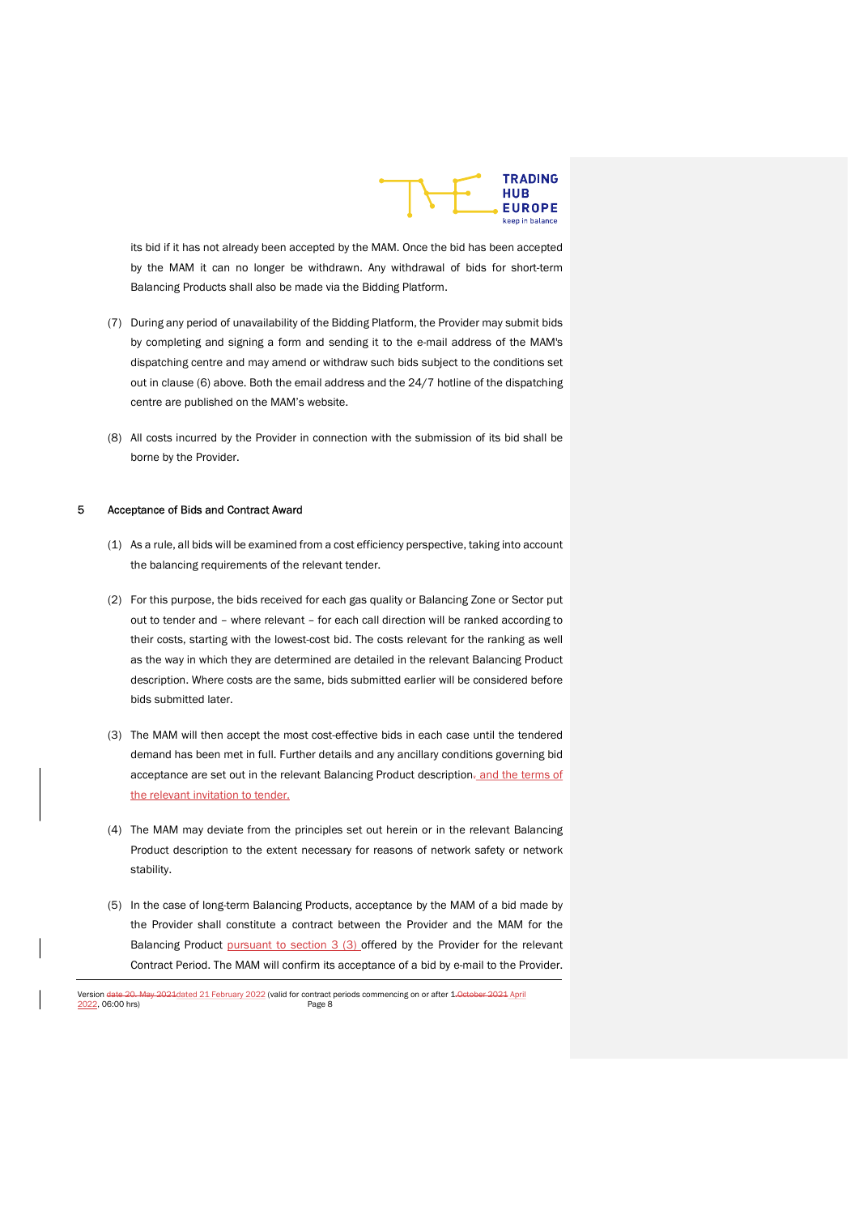its bid if it has not already been accepted by the MAM. Once the bid has been accepted by the MAM it can no longer be withdrawn. Any withdrawal of bids for short-term Balancing Products shall also be made via the Bidding Platform.

(7) During any period of unavailability of the Bidding Platform, the Provider may submit bids by completing and signing a form and sending it to the e-mail address of the MAM's dispatching centre and may amend or withdraw such bids subject to the conditions set out in clause (6) above. Both the email address and the 24/7 hotline of the dispatching centre are published on the MAM's website.

(8) All costs incurred by the Provider in connection with the submission of its bid shall be borne by the Provider.

## 5 Acceptance of Bids and Contract Award

(1) As a rule, all bids will be examined from a cost efficiency perspective, taking into account the balancing requirements of the relevant tender.

(2) For this purpose, the bids received for each gas quality or Balancing Zone or Sector put out to tender and – where relevant – for each call direction will be ranked according to their costs, starting with the lowest-cost bid. The costs relevant for the ranking as well as the way in which they are determined are detailed in the relevant Balancing Product description. Where costs are the same, bids submitted earlier will be considered before bids submitted later.

(3) The MAM will then accept the most cost-effective bids in each case until the tendered demand has been met in full. Further details and any ancillary conditions governing bid acceptance are set out in the relevant Balancing Product description. and the terms of the relevant invitation to tender.

(4) The MAM may deviate from the principles set out herein or in the relevant Balancing Product description to the extent necessary for reasons of network safety or network stability.

(5) In the case of long-term Balancing Products, acceptance by the MAM of a bid made by the Provider shall constitute a contract between the Provider and the MAM for the Balancing Product pursuant to section 3 (3) offered by the Provider for the relevant Contract Period. The MAM will confirm its acceptance of a bid by e-mail to the Provider.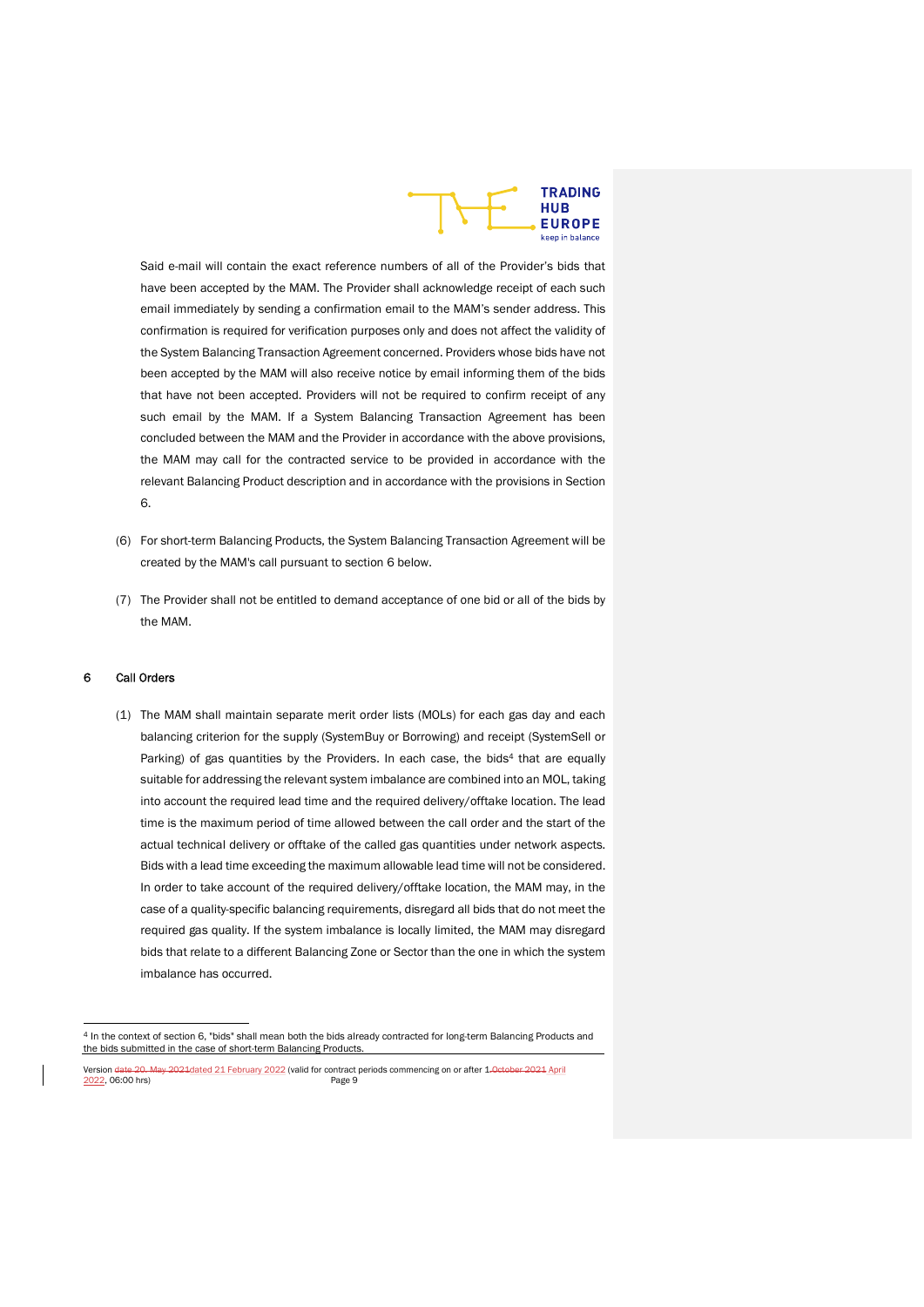Said e-mail will contain the exact reference numbers of all of the Provider's bids that have been accepted by the MAM. The Provider shall acknowledge receipt of each such email immediately by sending a confirmation email to the MAM's sender address. This confirmation is required for verification purposes only and does not affect the validity of the System Balancing Transaction Agreement concerned. Providers whose bids have not been accepted by the MAM will also receive notice by email informing them of the bids that have not been accepted. Providers will not be required to confirm receipt of any such email by the MAM. If a System Balancing Transaction Agreement has been concluded between the MAM and the Provider in accordance with the above provisions, the MAM may call for the contracted service to be provided in accordance with the relevant Balancing Product description and in accordance with the provisions in Section 6.

(6) For short-term Balancing Products, the System Balancing Transaction Agreement will be created by the MAM's call pursuant to section 6 below.

(7) The Provider shall not be entitled to demand acceptance of one bid or all of the bids by the MAM.

## 6 Call Orders

(1) The MAM shall maintain separate merit order lists (MOLs) for each gas day and each balancing criterion for the supply (SystemBuy or Borrowing) and receipt (SystemSell or Parking) of gas quantities by the Providers. In each case, the bids[4] that are equally suitable for addressing the relevant system imbalance are combined into an MOL, taking into account the required lead time and the required delivery/offtake location. The lead time is the maximum period of time allowed between the call order and the start of the actual technical delivery or offtake of the called gas quantities under network aspects. Bids with a lead time exceeding the maximum allowable lead time will not be considered. In order to take account of the required delivery/offtake location, the MAM may, in the case of a quality-specific balancing requirements, disregard all bids that do not meet the required gas quality. If the system imbalance is locally limited, the MAM may disregard bids that relate to a different Balancing Zone or Sector than the one in which the system imbalance has occurred.

[4] In the context of section 6, "bids" shall mean both the bids already contracted for long-term Balancing Products and the bids submitted in the case of short-term Balancing Products.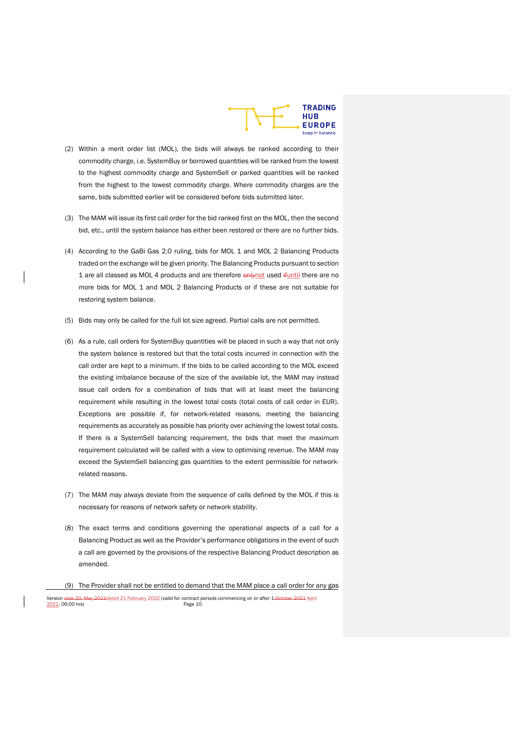(2) Within a merit order list (MOL), the bids will always be ranked according to their commodity charge, i.e. SystemBuy or borrowed quantities will be ranked from the lowest to the highest commodity charge and SystemSell or parked quantities will be ranked from the highest to the lowest commodity charge. Where commodity charges are the same, bids submitted earlier will be considered before bids submitted later.

(3) The MAM will issue its first call order for the bid ranked first on the MOL, then the second bid, etc., until the system balance has either been restored or there are no further bids.

(4) According to the GaBi Gas 2.0 ruling, bids for MOL 1 and MOL 2 Balancing Products traded on the exchange will be given priority. The Balancing Products pursuant to section 1 are all classed as MOL 4 products and are therefore ~~only~~not used ~~if~~until there are no more bids for MOL 1 and MOL 2 Balancing Products or if these are not suitable for restoring system balance.

(5) Bids may only be called for the full lot size agreed. Partial calls are not permitted.

(6) As a rule, call orders for SystemBuy quantities will be placed in such a way that not only the system balance is restored but that the total costs incurred in connection with the call order are kept to a minimum. If the bids to be called according to the MOL exceed the existing imbalance because of the size of the available lot, the MAM may instead issue call orders for a combination of bids that will at least meet the balancing requirement while resulting in the lowest total costs (total costs of call order in EUR). Exceptions are possible if, for network-related reasons, meeting the balancing requirements as accurately as possible has priority over achieving the lowest total costs. If there is a SystemSell balancing requirement, the bids that meet the maximum requirement calculated will be called with a view to optimising revenue. The MAM may exceed the SystemSell balancing gas quantities to the extent permissible for network-related reasons.

(7) The MAM may always deviate from the sequence of calls defined by the MOL if this is necessary for reasons of network safety or network stability.

(8) The exact terms and conditions governing the operational aspects of a call for a Balancing Product as well as the Provider's performance obligations in the event of such a call are governed by the provisions of the respective Balancing Product description as amended.

(9) The Provider shall not be entitled to demand that the MAM place a call order for any gas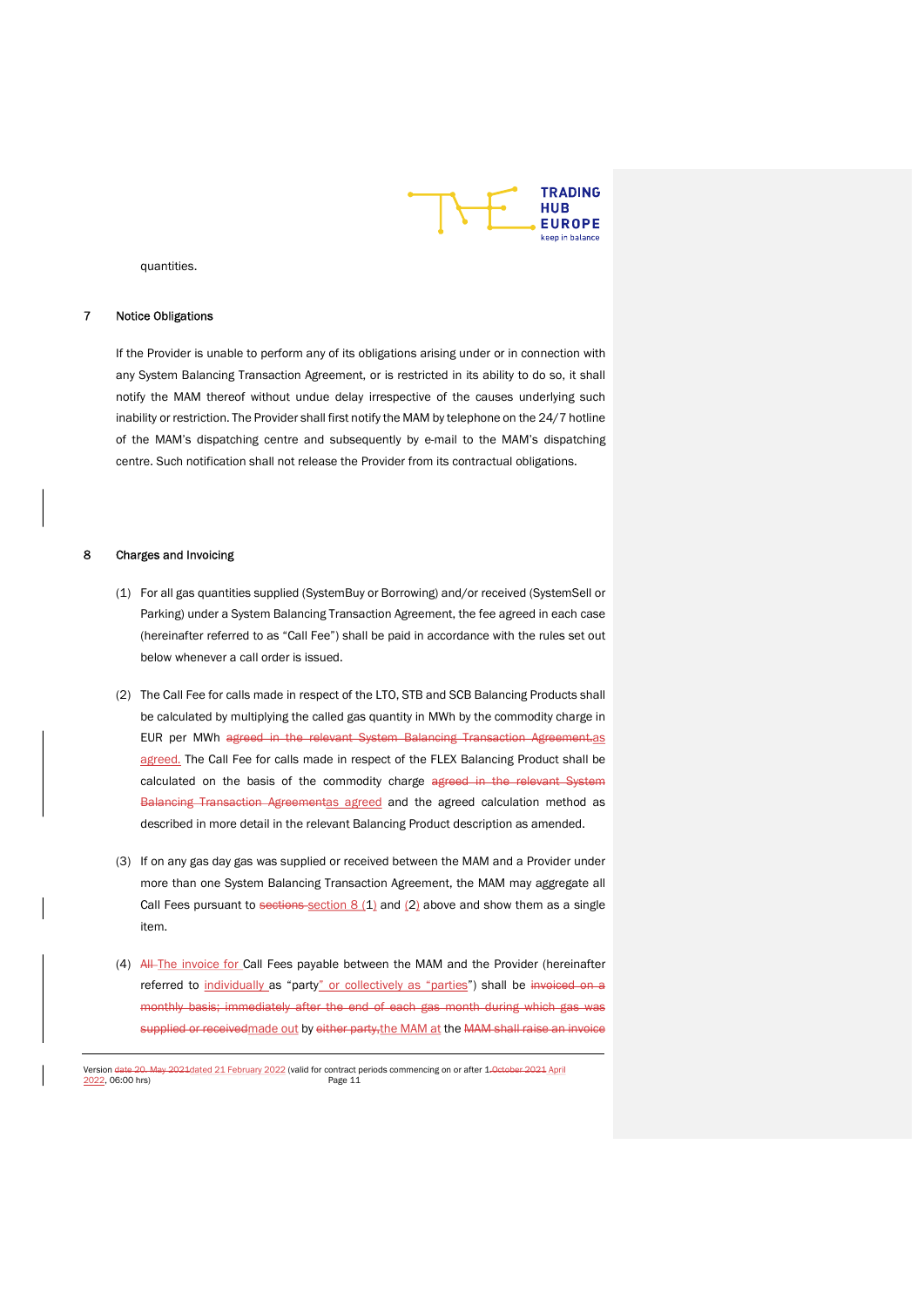quantities.

## 7 Notice Obligations

If the Provider is unable to perform any of its obligations arising under or in connection with any System Balancing Transaction Agreement, or is restricted in its ability to do so, it shall notify the MAM thereof without undue delay irrespective of the causes underlying such inability or restriction. The Provider shall first notify the MAM by telephone on the 24/7 hotline of the MAM's dispatching centre and subsequently by e-mail to the MAM's dispatching centre. Such notification shall not release the Provider from its contractual obligations.

## 8 Charges and Invoicing

(1) For all gas quantities supplied (SystemBuy or Borrowing) and/or received (SystemSell or Parking) under a System Balancing Transaction Agreement, the fee agreed in each case (hereinafter referred to as "Call Fee") shall be paid in accordance with the rules set out below whenever a call order is issued.

(2) The Call Fee for calls made in respect of the LTO, STB and SCB Balancing Products shall be calculated by multiplying the called gas quantity in MWh by the commodity charge in EUR per MWh ~~agreed in the relevant System Balancing Transaction Agreement.~~as agreed. The Call Fee for calls made in respect of the FLEX Balancing Product shall be calculated on the basis of the commodity charge ~~agreed in the relevant System Balancing Transaction Agreement~~as agreed and the agreed calculation method as described in more detail in the relevant Balancing Product description as amended.

(3) If on any gas day gas was supplied or received between the MAM and a Provider under more than one System Balancing Transaction Agreement, the MAM may aggregate all Call Fees pursuant to ~~sections~~ section 8 (1) and (2) above and show them as a single item.

(4) ~~All~~ The invoice for Call Fees payable between the MAM and the Provider (hereinafter referred to individually as "party" or collectively as "parties") shall be ~~invoiced on a monthly basis; immediately after the end of each gas month during which gas was supplied or received~~made out by ~~either party,~~the MAM at the ~~MAM shall raise an invoice~~

Version ~~date 20. May 2021~~dated 21 February 2022 (valid for contract periods commencing on or after 1 ~~October 2021~~ April 2022, 06:00 hrs)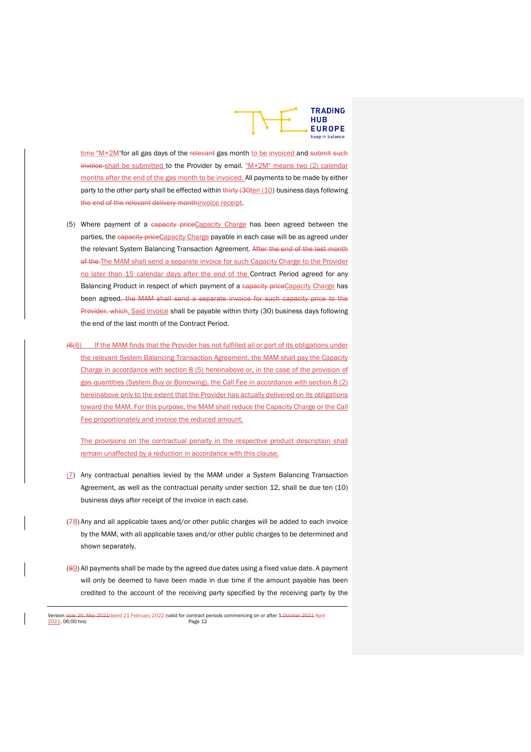time "M+2M"for all gas days of the ~~relevant~~ gas month to be invoiced and ~~submit such invoice~~ shall be submitted to the Provider by email. "M+2M" means two (2) calendar months after the end of the gas month to be invoiced. All payments to be made by either party to the other party shall be effected within ~~thirty (30~~ten (10) business days following ~~the end of the relevant delivery month~~invoice receipt.

(5) Where payment of a ~~capacity price~~Capacity Charge has been agreed between the parties, the ~~capacity price~~Capacity Charge payable in each case will be as agreed under the relevant System Balancing Transaction Agreement. ~~After the end of the last month of the~~ The MAM shall send a separate invoice for such Capacity Charge to the Provider no later than 15 calendar days after the end of the Contract Period agreed for any Balancing Product in respect of which payment of a ~~capacity price~~Capacity Charge has been agreed~~, the MAM shall send a separate invoice for such capacity price to the Provider, which~~. Said invoice shall be payable within thirty (30) business days following the end of the last month of the Contract Period.

~~(6~~(6) If the MAM finds that the Provider has not fulfilled all or part of its obligations under the relevant System Balancing Transaction Agreement, the MAM shall pay the Capacity Charge in accordance with section 8 (5) hereinabove or, in the case of the provision of gas quantities (System Buy or Borrowing), the Call Fee in accordance with section 8 (2) hereinabove only to the extent that the Provider has actually delivered on its obligations toward the MAM. For this purpose, the MAM shall reduce the Capacity Charge or the Call Fee proportionately and invoice the reduced amount.

The provisions on the contractual penalty in the respective product description shall remain unaffected by a reduction in accordance with this clause.

(7) Any contractual penalties levied by the MAM under a System Balancing Transaction Agreement, as well as the contractual penalty under section 12, shall be due ten (10) business days after receipt of the invoice in each case.

(~~7~~8) Any and all applicable taxes and/or other public charges will be added to each invoice by the MAM, with all applicable taxes and/or other public charges to be determined and shown separately.

(~~8~~9) All payments shall be made by the agreed due dates using a fixed value date. A payment will only be deemed to have been made in due time if the amount payable has been credited to the account of the receiving party specified by the receiving party by the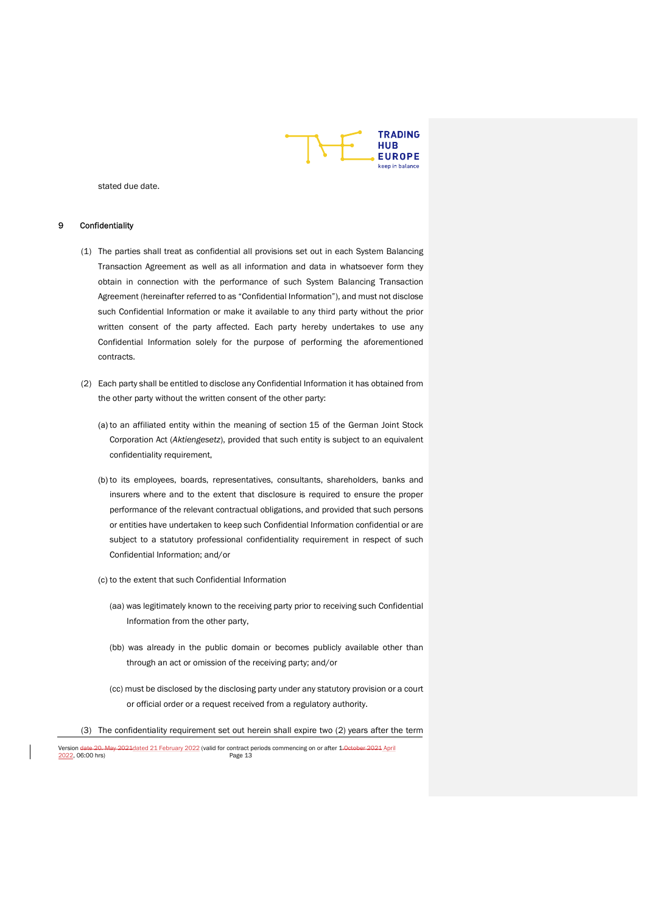stated due date.

## 9 Confidentiality

(1) The parties shall treat as confidential all provisions set out in each System Balancing Transaction Agreement as well as all information and data in whatsoever form they obtain in connection with the performance of such System Balancing Transaction Agreement (hereinafter referred to as "Confidential Information"), and must not disclose such Confidential Information or make it available to any third party without the prior written consent of the party affected. Each party hereby undertakes to use any Confidential Information solely for the purpose of performing the aforementioned contracts.

(2) Each party shall be entitled to disclose any Confidential Information it has obtained from the other party without the written consent of the other party:

(a) to an affiliated entity within the meaning of section 15 of the German Joint Stock Corporation Act (*Aktiengesetz*), provided that such entity is subject to an equivalent confidentiality requirement,

(b) to its employees, boards, representatives, consultants, shareholders, banks and insurers where and to the extent that disclosure is required to ensure the proper performance of the relevant contractual obligations, and provided that such persons or entities have undertaken to keep such Confidential Information confidential or are subject to a statutory professional confidentiality requirement in respect of such Confidential Information; and/or

(c) to the extent that such Confidential Information

(aa) was legitimately known to the receiving party prior to receiving such Confidential Information from the other party,

(bb) was already in the public domain or becomes publicly available other than through an act or omission of the receiving party; and/or

(cc) must be disclosed by the disclosing party under any statutory provision or a court or official order or a request received from a regulatory authority.

(3) The confidentiality requirement set out herein shall expire two (2) years after the term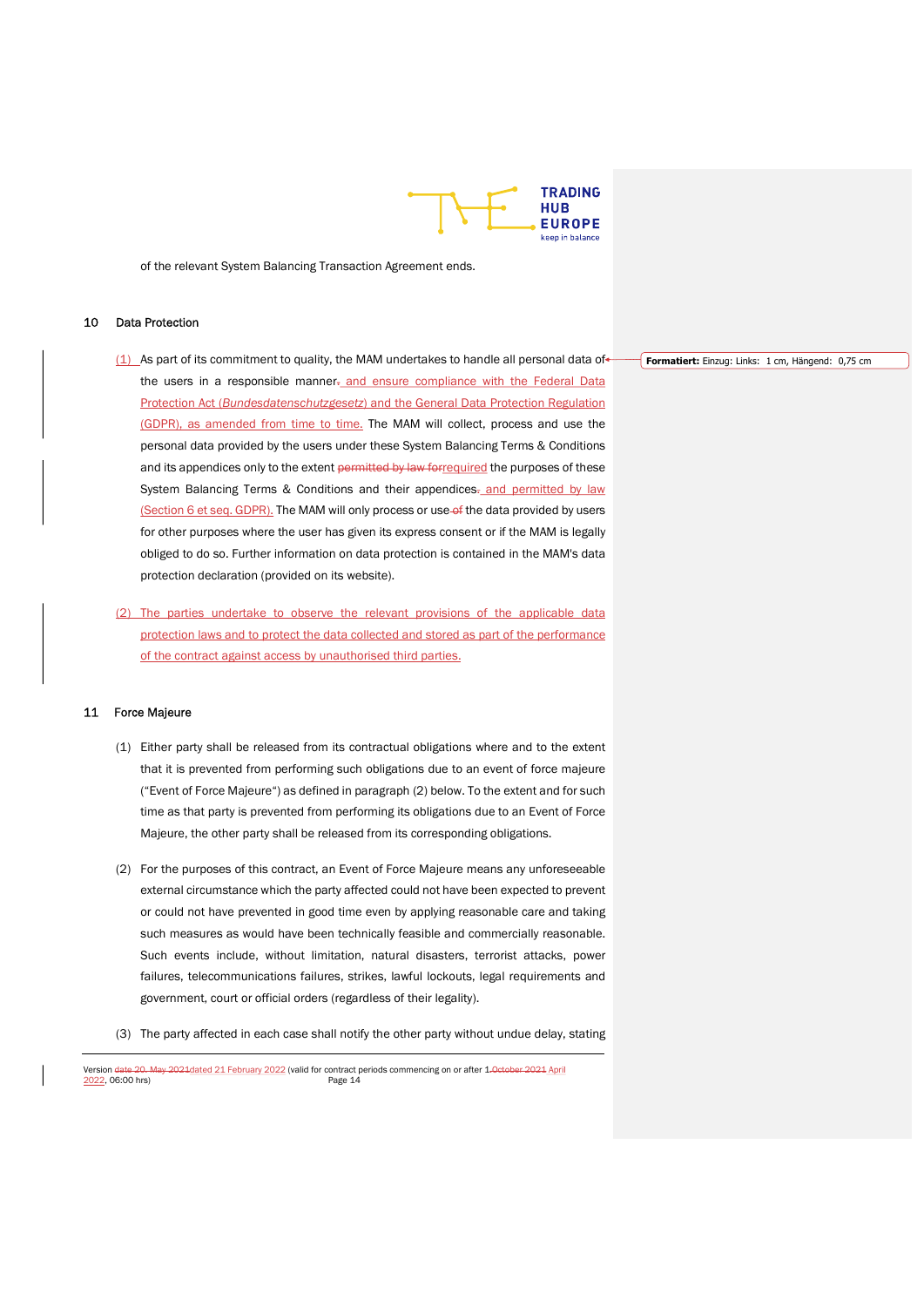of the relevant System Balancing Transaction Agreement ends.

## 10 Data Protection

(1) As part of its commitment to quality, the MAM undertakes to handle all personal data of the users in a responsible manner, and ensure compliance with the Federal Data Protection Act (*Bundesdatenschutzgesetz*) and the General Data Protection Regulation (GDPR), as amended from time to time. The MAM will collect, process and use the personal data provided by the users under these System Balancing Terms & Conditions and its appendices only to the extent permitted by law forrequired the purposes of these System Balancing Terms & Conditions and their appendices. and permitted by law (Section 6 et seq. GDPR). The MAM will only process or use of the data provided by users for other purposes where the user has given its express consent or if the MAM is legally obliged to do so. Further information on data protection is contained in the MAM's data protection declaration (provided on its website).

(2) The parties undertake to observe the relevant provisions of the applicable data protection laws and to protect the data collected and stored as part of the performance of the contract against access by unauthorised third parties.

## 11 Force Majeure

(1) Either party shall be released from its contractual obligations where and to the extent that it is prevented from performing such obligations due to an event of force majeure ("Event of Force Majeure") as defined in paragraph (2) below. To the extent and for such time as that party is prevented from performing its obligations due to an Event of Force Majeure, the other party shall be released from its corresponding obligations.

(2) For the purposes of this contract, an Event of Force Majeure means any unforeseeable external circumstance which the party affected could not have been expected to prevent or could not have prevented in good time even by applying reasonable care and taking such measures as would have been technically feasible and commercially reasonable. Such events include, without limitation, natural disasters, terrorist attacks, power failures, telecommunications failures, strikes, lawful lockouts, legal requirements and government, court or official orders (regardless of their legality).

(3) The party affected in each case shall notify the other party without undue delay, stating

Version date 20. May 2021dated 21 February 2022 (valid for contract periods commencing on or after 1 October 2021 April 2022, 06:00 hrs)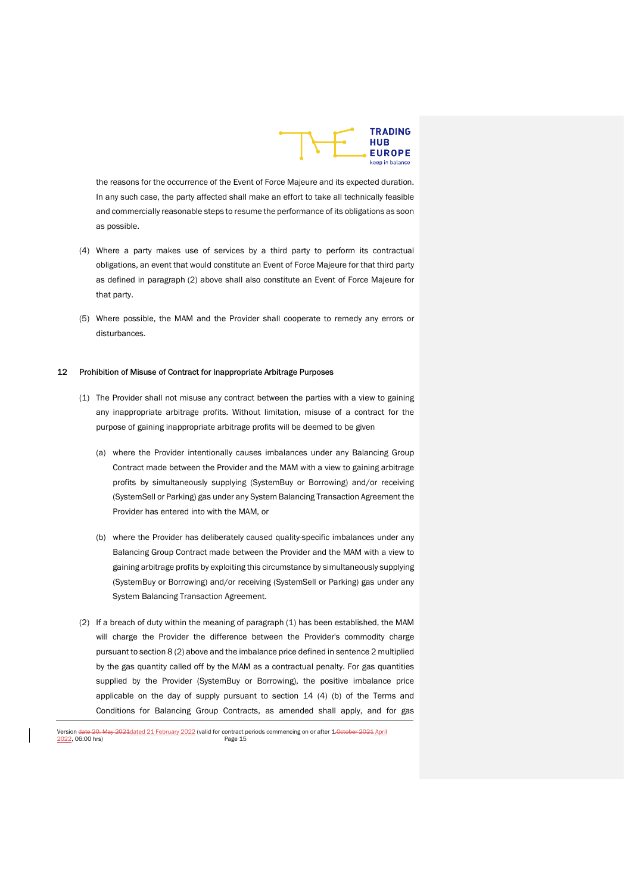the reasons for the occurrence of the Event of Force Majeure and its expected duration. In any such case, the party affected shall make an effort to take all technically feasible and commercially reasonable steps to resume the performance of its obligations as soon as possible.

(4) Where a party makes use of services by a third party to perform its contractual obligations, an event that would constitute an Event of Force Majeure for that third party as defined in paragraph (2) above shall also constitute an Event of Force Majeure for that party.

(5) Where possible, the MAM and the Provider shall cooperate to remedy any errors or disturbances.

## 12 Prohibition of Misuse of Contract for Inappropriate Arbitrage Purposes

(1) The Provider shall not misuse any contract between the parties with a view to gaining any inappropriate arbitrage profits. Without limitation, misuse of a contract for the purpose of gaining inappropriate arbitrage profits will be deemed to be given

(a) where the Provider intentionally causes imbalances under any Balancing Group Contract made between the Provider and the MAM with a view to gaining arbitrage profits by simultaneously supplying (SystemBuy or Borrowing) and/or receiving (SystemSell or Parking) gas under any System Balancing Transaction Agreement the Provider has entered into with the MAM, or

(b) where the Provider has deliberately caused quality-specific imbalances under any Balancing Group Contract made between the Provider and the MAM with a view to gaining arbitrage profits by exploiting this circumstance by simultaneously supplying (SystemBuy or Borrowing) and/or receiving (SystemSell or Parking) gas under any System Balancing Transaction Agreement.

(2) If a breach of duty within the meaning of paragraph (1) has been established, the MAM will charge the Provider the difference between the Provider's commodity charge pursuant to section 8 (2) above and the imbalance price defined in sentence 2 multiplied by the gas quantity called off by the MAM as a contractual penalty. For gas quantities supplied by the Provider (SystemBuy or Borrowing), the positive imbalance price applicable on the day of supply pursuant to section 14 (4) (b) of the Terms and Conditions for Balancing Group Contracts, as amended shall apply, and for gas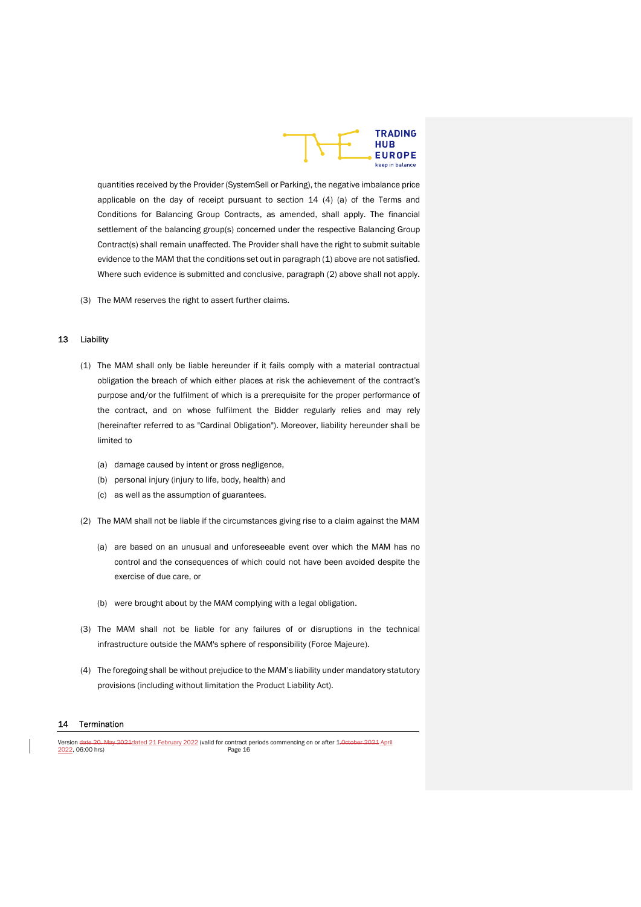quantities received by the Provider (SystemSell or Parking), the negative imbalance price applicable on the day of receipt pursuant to section 14 (4) (a) of the Terms and Conditions for Balancing Group Contracts, as amended, shall apply. The financial settlement of the balancing group(s) concerned under the respective Balancing Group Contract(s) shall remain unaffected. The Provider shall have the right to submit suitable evidence to the MAM that the conditions set out in paragraph (1) above are not satisfied. Where such evidence is submitted and conclusive, paragraph (2) above shall not apply.

(3) The MAM reserves the right to assert further claims.

## 13 Liability

(1) The MAM shall only be liable hereunder if it fails comply with a material contractual obligation the breach of which either places at risk the achievement of the contract's purpose and/or the fulfilment of which is a prerequisite for the proper performance of the contract, and on whose fulfilment the Bidder regularly relies and may rely (hereinafter referred to as "Cardinal Obligation"). Moreover, liability hereunder shall be limited to

   (a) damage caused by intent or gross negligence,

   (b) personal injury (injury to life, body, health) and

   (c) as well as the assumption of guarantees.

(2) The MAM shall not be liable if the circumstances giving rise to a claim against the MAM

   (a) are based on an unusual and unforeseeable event over which the MAM has no control and the consequences of which could not have been avoided despite the exercise of due care, or

   (b) were brought about by the MAM complying with a legal obligation.

(3) The MAM shall not be liable for any failures of or disruptions in the technical infrastructure outside the MAM's sphere of responsibility (Force Majeure).

(4) The foregoing shall be without prejudice to the MAM's liability under mandatory statutory provisions (including without limitation the Product Liability Act).

## 14 Termination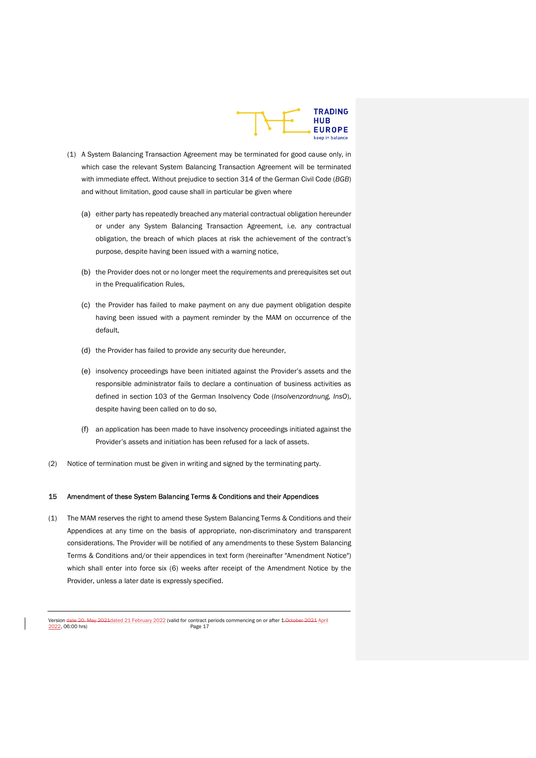(1) A System Balancing Transaction Agreement may be terminated for good cause only, in which case the relevant System Balancing Transaction Agreement will be terminated with immediate effect. Without prejudice to section 314 of the German Civil Code (*BGB*) and without limitation, good cause shall in particular be given where

(a) either party has repeatedly breached any material contractual obligation hereunder or under any System Balancing Transaction Agreement, i.e. any contractual obligation, the breach of which places at risk the achievement of the contract's purpose, despite having been issued with a warning notice,

(b) the Provider does not or no longer meet the requirements and prerequisites set out in the Prequalification Rules,

(c) the Provider has failed to make payment on any due payment obligation despite having been issued with a payment reminder by the MAM on occurrence of the default,

(d) the Provider has failed to provide any security due hereunder,

(e) insolvency proceedings have been initiated against the Provider's assets and the responsible administrator fails to declare a continuation of business activities as defined in section 103 of the German Insolvency Code (*Insolvenzordnung, InsO*), despite having been called on to do so,

(f) an application has been made to have insolvency proceedings initiated against the Provider's assets and initiation has been refused for a lack of assets.

(2) Notice of termination must be given in writing and signed by the terminating party.

## 15 Amendment of these System Balancing Terms & Conditions and their Appendices

(1) The MAM reserves the right to amend these System Balancing Terms & Conditions and their Appendices at any time on the basis of appropriate, non-discriminatory and transparent considerations. The Provider will be notified of any amendments to these System Balancing Terms & Conditions and/or their appendices in text form (hereinafter "Amendment Notice") which shall enter into force six (6) weeks after receipt of the Amendment Notice by the Provider, unless a later date is expressly specified.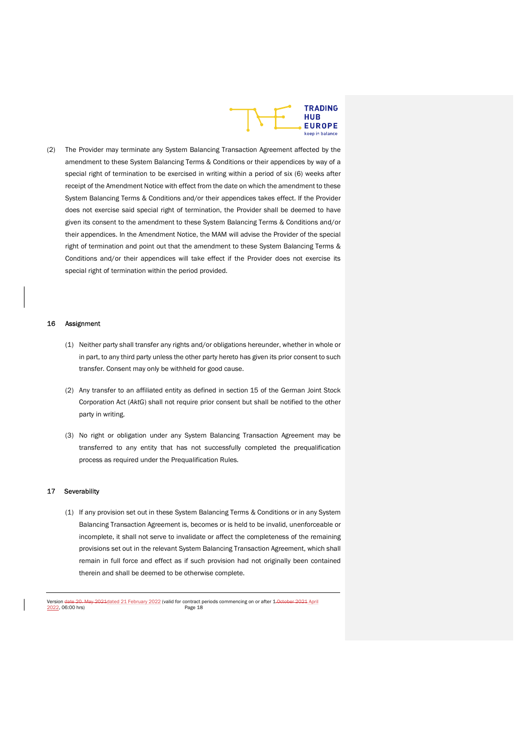(2) The Provider may terminate any System Balancing Transaction Agreement affected by the amendment to these System Balancing Terms & Conditions or their appendices by way of a special right of termination to be exercised in writing within a period of six (6) weeks after receipt of the Amendment Notice with effect from the date on which the amendment to these System Balancing Terms & Conditions and/or their appendices takes effect. If the Provider does not exercise said special right of termination, the Provider shall be deemed to have given its consent to the amendment to these System Balancing Terms & Conditions and/or their appendices. In the Amendment Notice, the MAM will advise the Provider of the special right of termination and point out that the amendment to these System Balancing Terms & Conditions and/or their appendices will take effect if the Provider does not exercise its special right of termination within the period provided.

## 16 Assignment

(1) Neither party shall transfer any rights and/or obligations hereunder, whether in whole or in part, to any third party unless the other party hereto has given its prior consent to such transfer. Consent may only be withheld for good cause.

(2) Any transfer to an affiliated entity as defined in section 15 of the German Joint Stock Corporation Act (*AktG*) shall not require prior consent but shall be notified to the other party in writing.

(3) No right or obligation under any System Balancing Transaction Agreement may be transferred to any entity that has not successfully completed the prequalification process as required under the Prequalification Rules.

## 17 Severability

(1) If any provision set out in these System Balancing Terms & Conditions or in any System Balancing Transaction Agreement is, becomes or is held to be invalid, unenforceable or incomplete, it shall not serve to invalidate or affect the completeness of the remaining provisions set out in the relevant System Balancing Transaction Agreement, which shall remain in full force and effect as if such provision had not originally been contained therein and shall be deemed to be otherwise complete.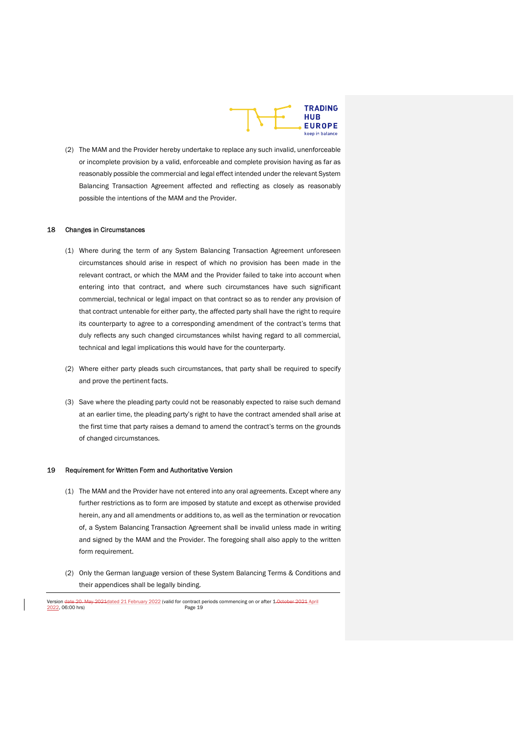(2) The MAM and the Provider hereby undertake to replace any such invalid, unenforceable or incomplete provision by a valid, enforceable and complete provision having as far as reasonably possible the commercial and legal effect intended under the relevant System Balancing Transaction Agreement affected and reflecting as closely as reasonably possible the intentions of the MAM and the Provider.

## 18 Changes in Circumstances

(1) Where during the term of any System Balancing Transaction Agreement unforeseen circumstances should arise in respect of which no provision has been made in the relevant contract, or which the MAM and the Provider failed to take into account when entering into that contract, and where such circumstances have such significant commercial, technical or legal impact on that contract so as to render any provision of that contract untenable for either party, the affected party shall have the right to require its counterparty to agree to a corresponding amendment of the contract's terms that duly reflects any such changed circumstances whilst having regard to all commercial, technical and legal implications this would have for the counterparty.

(2) Where either party pleads such circumstances, that party shall be required to specify and prove the pertinent facts.

(3) Save where the pleading party could not be reasonably expected to raise such demand at an earlier time, the pleading party's right to have the contract amended shall arise at the first time that party raises a demand to amend the contract's terms on the grounds of changed circumstances.

## 19 Requirement for Written Form and Authoritative Version

(1) The MAM and the Provider have not entered into any oral agreements. Except where any further restrictions as to form are imposed by statute and except as otherwise provided herein, any and all amendments or additions to, as well as the termination or revocation of, a System Balancing Transaction Agreement shall be invalid unless made in writing and signed by the MAM and the Provider. The foregoing shall also apply to the written form requirement.

(2) Only the German language version of these System Balancing Terms & Conditions and their appendices shall be legally binding.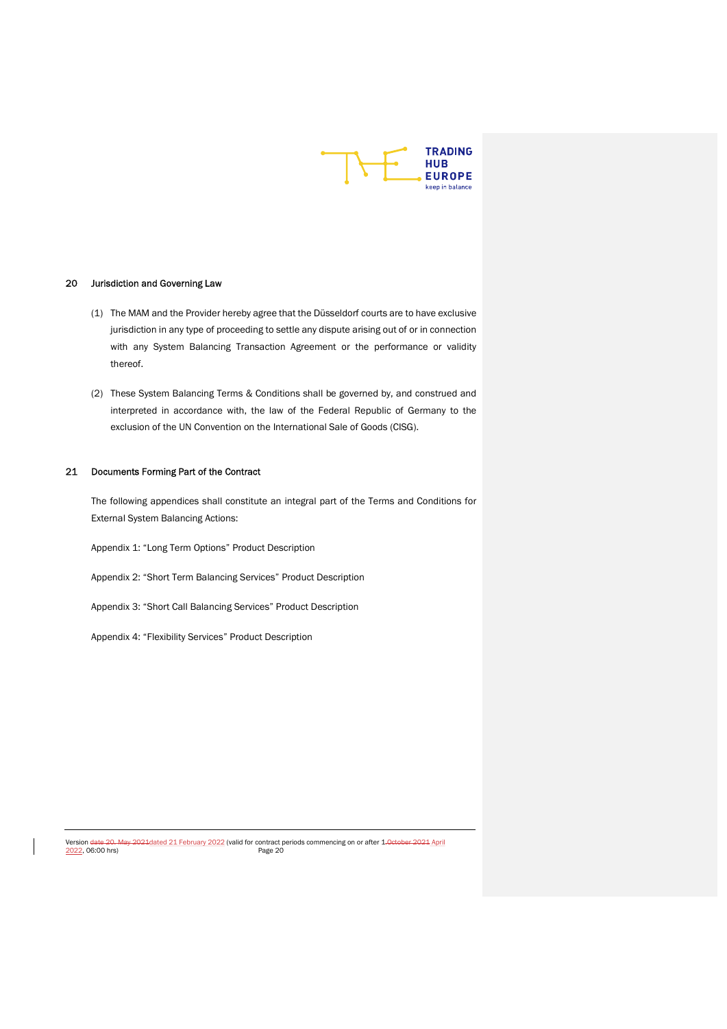## 20 Jurisdiction and Governing Law

(1) The MAM and the Provider hereby agree that the Düsseldorf courts are to have exclusive jurisdiction in any type of proceeding to settle any dispute arising out of or in connection with any System Balancing Transaction Agreement or the performance or validity thereof.

(2) These System Balancing Terms & Conditions shall be governed by, and construed and interpreted in accordance with, the law of the Federal Republic of Germany to the exclusion of the UN Convention on the International Sale of Goods (CISG).

## 21 Documents Forming Part of the Contract

The following appendices shall constitute an integral part of the Terms and Conditions for External System Balancing Actions:

Appendix 1: “Long Term Options” Product Description

Appendix 2: “Short Term Balancing Services” Product Description

Appendix 3: “Short Call Balancing Services” Product Description

Appendix 4: “Flexibility Services” Product Description